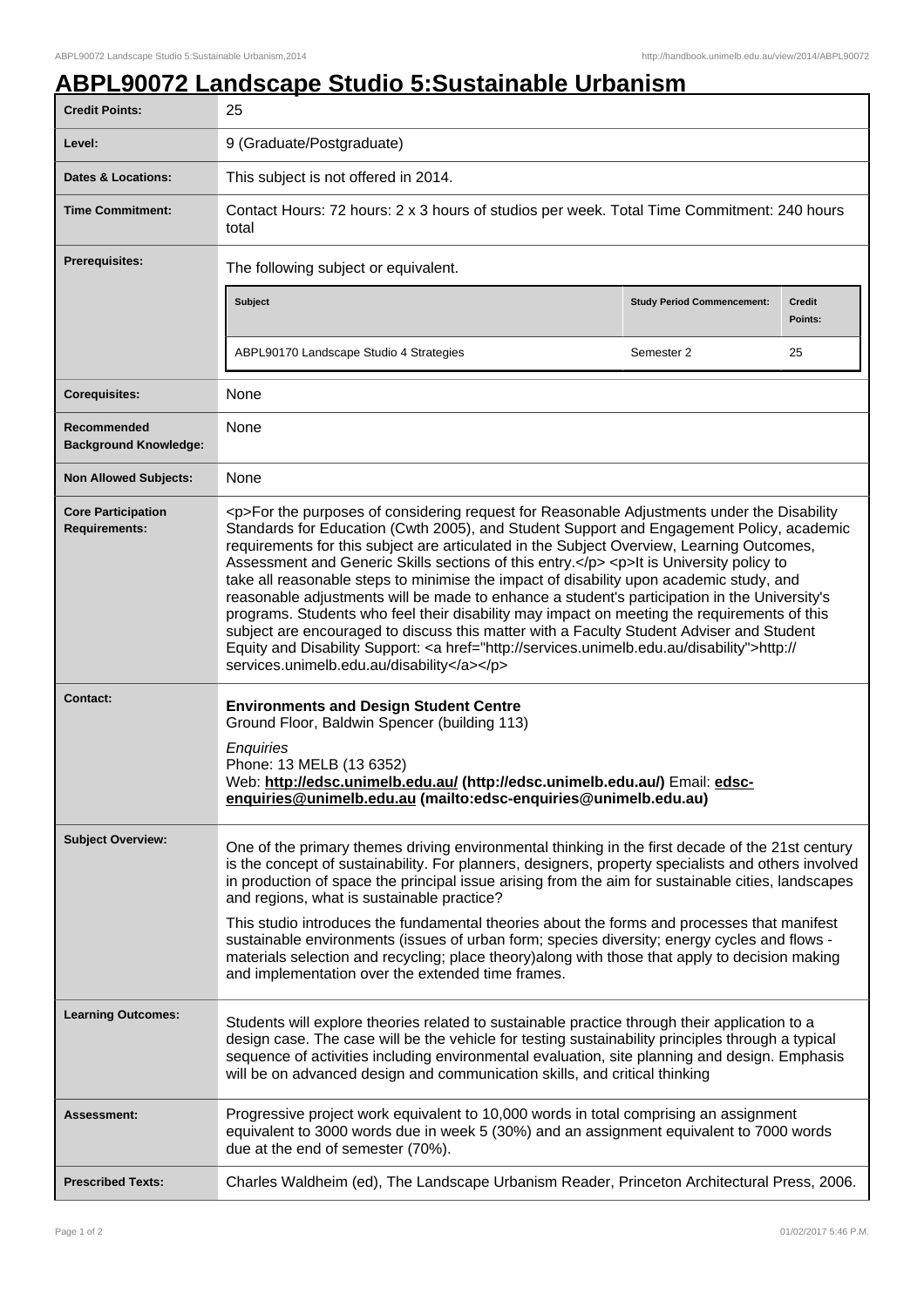# ABPL90072 Landscape Studio 5:Sustainable Urbanism

| | |
|---|---|
| **Credit Points:** | 25 |
| **Level:** | 9 (Graduate/Postgraduate) |
| **Dates & Locations:** | This subject is not offered in 2014. |
| **Time Commitment:** | Contact Hours: 72 hours: 2 x 3 hours of studios per week. Total Time Commitment: 240 hours total |
| **Prerequisites:** | The following subject or equivalent.<br><br>**Subject** / **Study Period Commencement:** / **Credit Points:**<br>ABPL90170 Landscape Studio 4 Strategies / Semester 2 / 25 |
| **Corequisites:** | None |
| **Recommended Background Knowledge:** | None |
| **Non Allowed Subjects:** | None |
| **Core Participation Requirements:** | <p>For the purposes of considering request for Reasonable Adjustments under the Disability Standards for Education (Cwth 2005), and Student Support and Engagement Policy, academic requirements for this subject are articulated in the Subject Overview, Learning Outcomes, Assessment and Generic Skills sections of this entry.</p> <p>It is University policy to take all reasonable steps to minimise the impact of disability upon academic study, and reasonable adjustments will be made to enhance a student's participation in the University's programs. Students who feel their disability may impact on meeting the requirements of this subject are encouraged to discuss this matter with a Faculty Student Adviser and Student Equity and Disability Support: <a href="http://services.unimelb.edu.au/disability">http://services.unimelb.edu.au/disability</a></p> |
| **Contact:** | **Environments and Design Student Centre**<br>Ground Floor, Baldwin Spencer (building 113)<br><br>*Enquiries*<br>Phone: 13 MELB (13 6352)<br>Web: **http://edsc.unimelb.edu.au/ (http://edsc.unimelb.edu.au/)** Email: **edsc-enquiries@unimelb.edu.au (mailto:edsc-enquiries@unimelb.edu.au)** |
| **Subject Overview:** | One of the primary themes driving environmental thinking in the first decade of the 21st century is the concept of sustainability. For planners, designers, property specialists and others involved in production of space the principal issue arising from the aim for sustainable cities, landscapes and regions, what is sustainable practice?<br><br>This studio introduces the fundamental theories about the forms and processes that manifest sustainable environments (issues of urban form; species diversity; energy cycles and flows - materials selection and recycling; place theory)along with those that apply to decision making and implementation over the extended time frames. |
| **Learning Outcomes:** | Students will explore theories related to sustainable practice through their application to a design case. The case will be the vehicle for testing sustainability principles through a typical sequence of activities including environmental evaluation, site planning and design. Emphasis will be on advanced design and communication skills, and critical thinking |
| **Assessment:** | Progressive project work equivalent to 10,000 words in total comprising an assignment equivalent to 3000 words due in week 5 (30%) and an assignment equivalent to 7000 words due at the end of semester (70%). |
| **Prescribed Texts:** | Charles Waldheim (ed), The Landscape Urbanism Reader, Princeton Architectural Press, 2006. |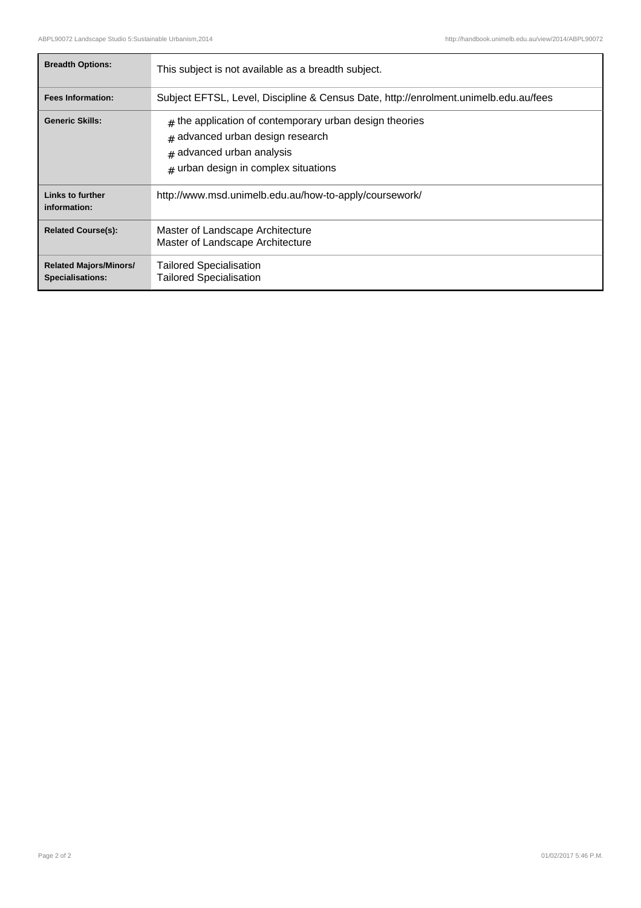| | |
|---|---|
| **Breadth Options:** | This subject is not available as a breadth subject. |
| **Fees Information:** | Subject EFTSL, Level, Discipline & Census Date, http://enrolment.unimelb.edu.au/fees |
| **Generic Skills:** | # the application of contemporary urban design theories<br># advanced urban design research<br># advanced urban analysis<br># urban design in complex situations |
| **Links to further information:** | http://www.msd.unimelb.edu.au/how-to-apply/coursework/ |
| **Related Course(s):** | Master of Landscape Architecture<br>Master of Landscape Architecture |
| **Related Majors/Minors/ Specialisations:** | Tailored Specialisation<br>Tailored Specialisation |